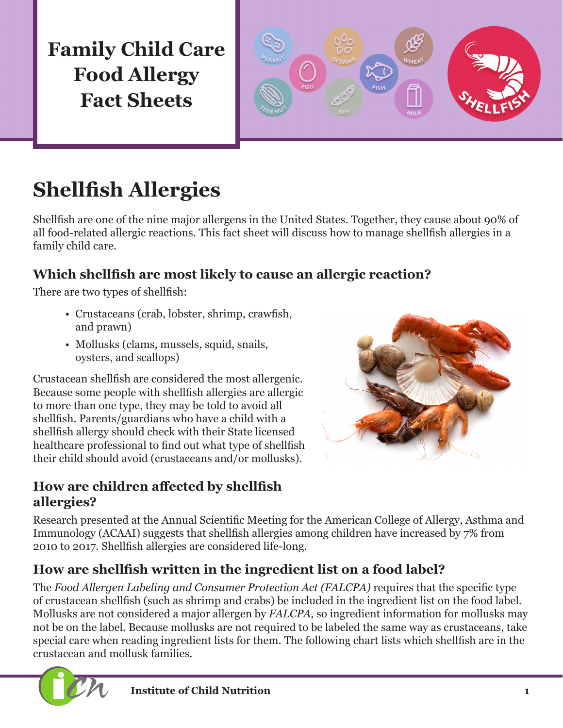# Family Child Care Food Allergy Fact Sheets

## Shellfish Allergies

Shellfish are one of the nine major allergens in the United States. Together, they cause about 90% of all food-related allergic reactions. This fact sheet will discuss how to manage shellfish allergies in a family child care.

### Which shellfish are most likely to cause an allergic reaction?

There are two types of shellfish:

- Crustaceans (crab, lobster, shrimp, crawfish, and prawn)
- Mollusks (clams, mussels, squid, snails, oysters, and scallops)

Crustacean shellfish are considered the most allergenic. Because some people with shellfish allergies are allergic to more than one type, they may be told to avoid all shellfish. Parents/guardians who have a child with a shellfish allergy should check with their State licensed healthcare professional to find out what type of shellfish their child should avoid (crustaceans and/or mollusks).

### How are children affected by shellfish allergies?

Research presented at the Annual Scientific Meeting for the American College of Allergy, Asthma and Immunology (ACAAI) suggests that shellfish allergies among children have increased by 7% from 2010 to 2017. Shellfish allergies are considered life-long.

### How are shellfish written in the ingredient list on a food label?

The *Food Allergen Labeling and Consumer Protection Act (FALCPA)* requires that the specific type of crustacean shellfish (such as shrimp and crabs) be included in the ingredient list on the food label. Mollusks are not considered a major allergen by *FALCPA*, so ingredient information for mollusks may not be on the label. Because mollusks are not required to be labeled the same way as crustaceans, take special care when reading ingredient lists for them. The following chart lists which shellfish are in the crustacean and mollusk families.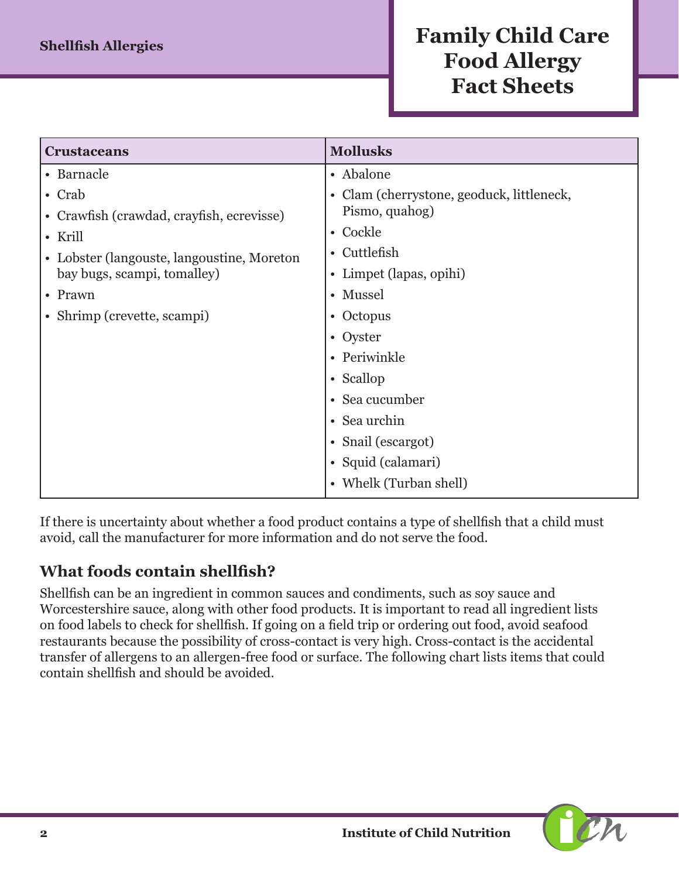| Crustaceans | Mollusks |
|---|---|
| • Barnacle<br>• Crab<br>• Crawfish (crawdad, crayfish, ecrevisse)<br>• Krill<br>• Lobster (langouste, langoustine, Moreton bay bugs, scampi, tomalley)<br>• Prawn<br>• Shrimp (crevette, scampi) | • Abalone<br>• Clam (cherrystone, geoduck, littleneck, Pismo, quahog)<br>• Cockle<br>• Cuttlefish<br>• Limpet (lapas, opihi)<br>• Mussel<br>• Octopus<br>• Oyster<br>• Periwinkle<br>• Scallop<br>• Sea cucumber<br>• Sea urchin<br>• Snail (escargot)<br>• Squid (calamari)<br>• Whelk (Turban shell) |

If there is uncertainty about whether a food product contains a type of shellfish that a child must avoid, call the manufacturer for more information and do not serve the food.

## What foods contain shellfish?

Shellfish can be an ingredient in common sauces and condiments, such as soy sauce and Worcestershire sauce, along with other food products. It is important to read all ingredient lists on food labels to check for shellfish. If going on a field trip or ordering out food, avoid seafood restaurants because the possibility of cross-contact is very high. Cross-contact is the accidental transfer of allergens to an allergen-free food or surface. The following chart lists items that could contain shellfish and should be avoided.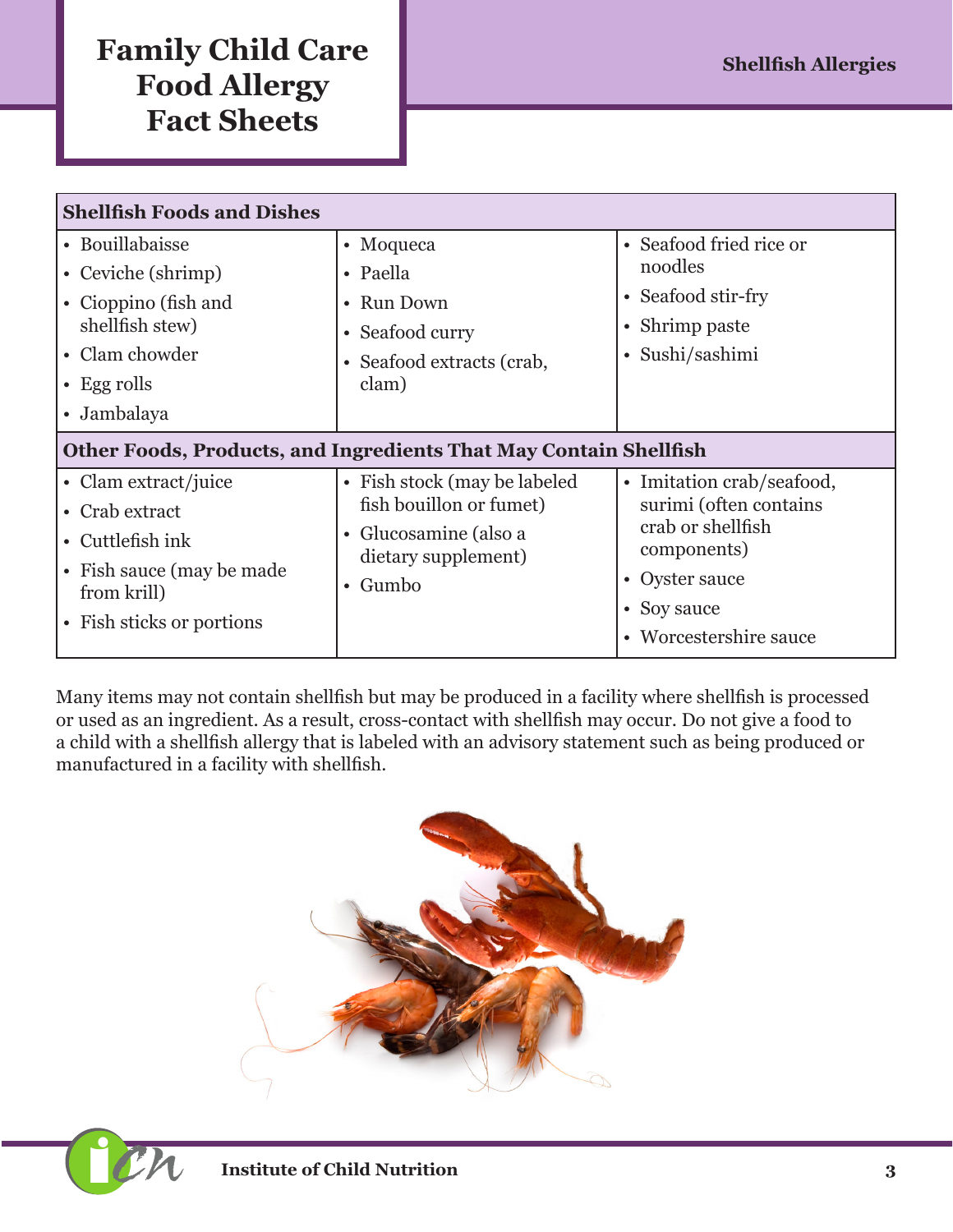| Shellfish Foods and Dishes | | |
|---|---|---|
| • Bouillabaisse<br>• Ceviche (shrimp)<br>• Cioppino (fish and shellfish stew)<br>• Clam chowder<br>• Egg rolls<br>• Jambalaya | • Moqueca<br>• Paella<br>• Run Down<br>• Seafood curry<br>• Seafood extracts (crab, clam) | • Seafood fried rice or noodles<br>• Seafood stir-fry<br>• Shrimp paste<br>• Sushi/sashimi |
| **Other Foods, Products, and Ingredients That May Contain Shellfish** | | |
| • Clam extract/juice<br>• Crab extract<br>• Cuttlefish ink<br>• Fish sauce (may be made from krill)<br>• Fish sticks or portions | • Fish stock (may be labeled fish bouillon or fumet)<br>• Glucosamine (also a dietary supplement)<br>• Gumbo | • Imitation crab/seafood, surimi (often contains crab or shellfish components)<br>• Oyster sauce<br>• Soy sauce<br>• Worcestershire sauce |

Many items may not contain shellfish but may be produced in a facility where shellfish is processed or used as an ingredient. As a result, cross-contact with shellfish may occur. Do not give a food to a child with a shellfish allergy that is labeled with an advisory statement such as being produced or manufactured in a facility with shellfish.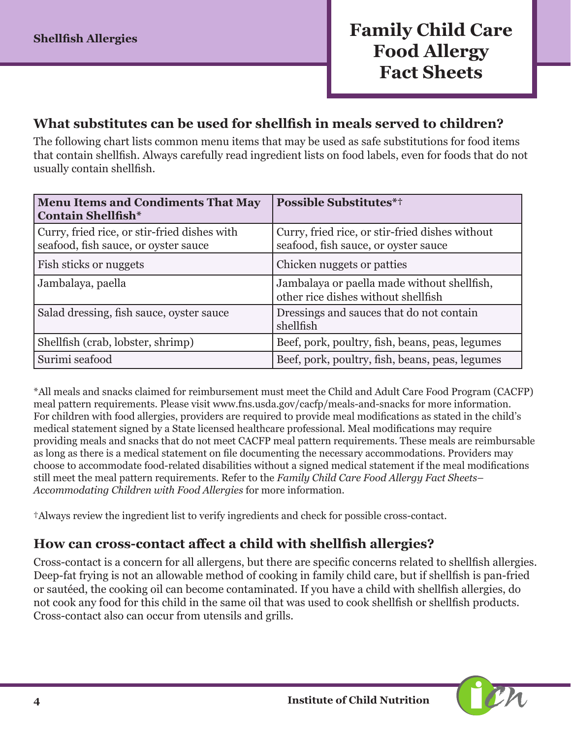## What substitutes can be used for shellfish in meals served to children?

The following chart lists common menu items that may be used as safe substitutions for food items that contain shellfish. Always carefully read ingredient lists on food labels, even for foods that do not usually contain shellfish.

| Menu Items and Condiments That May Contain Shellfish* | Possible Substitutes*† |
|---|---|
| Curry, fried rice, or stir-fried dishes with seafood, fish sauce, or oyster sauce | Curry, fried rice, or stir-fried dishes without seafood, fish sauce, or oyster sauce |
| Fish sticks or nuggets | Chicken nuggets or patties |
| Jambalaya, paella | Jambalaya or paella made without shellfish, other rice dishes without shellfish |
| Salad dressing, fish sauce, oyster sauce | Dressings and sauces that do not contain shellfish |
| Shellfish (crab, lobster, shrimp) | Beef, pork, poultry, fish, beans, peas, legumes |
| Surimi seafood | Beef, pork, poultry, fish, beans, peas, legumes |

*All meals and snacks claimed for reimbursement must meet the Child and Adult Care Food Program (CACFP) meal pattern requirements. Please visit www.fns.usda.gov/cacfp/meals-and-snacks for more information. For children with food allergies, providers are required to provide meal modifications as stated in the child's medical statement signed by a State licensed healthcare professional. Meal modifications may require providing meals and snacks that do not meet CACFP meal pattern requirements. These meals are reimbursable as long as there is a medical statement on file documenting the necessary accommodations. Providers may choose to accommodate food-related disabilities without a signed medical statement if the meal modifications still meet the meal pattern requirements. Refer to the *Family Child Care Food Allergy Fact Sheets–Accommodating Children with Food Allergies* for more information.

†Always review the ingredient list to verify ingredients and check for possible cross-contact.

## How can cross-contact affect a child with shellfish allergies?

Cross-contact is a concern for all allergens, but there are specific concerns related to shellfish allergies. Deep-fat frying is not an allowable method of cooking in family child care, but if shellfish is pan-fried or sautéed, the cooking oil can become contaminated. If you have a child with shellfish allergies, do not cook any food for this child in the same oil that was used to cook shellfish or shellfish products. Cross-contact also can occur from utensils and grills.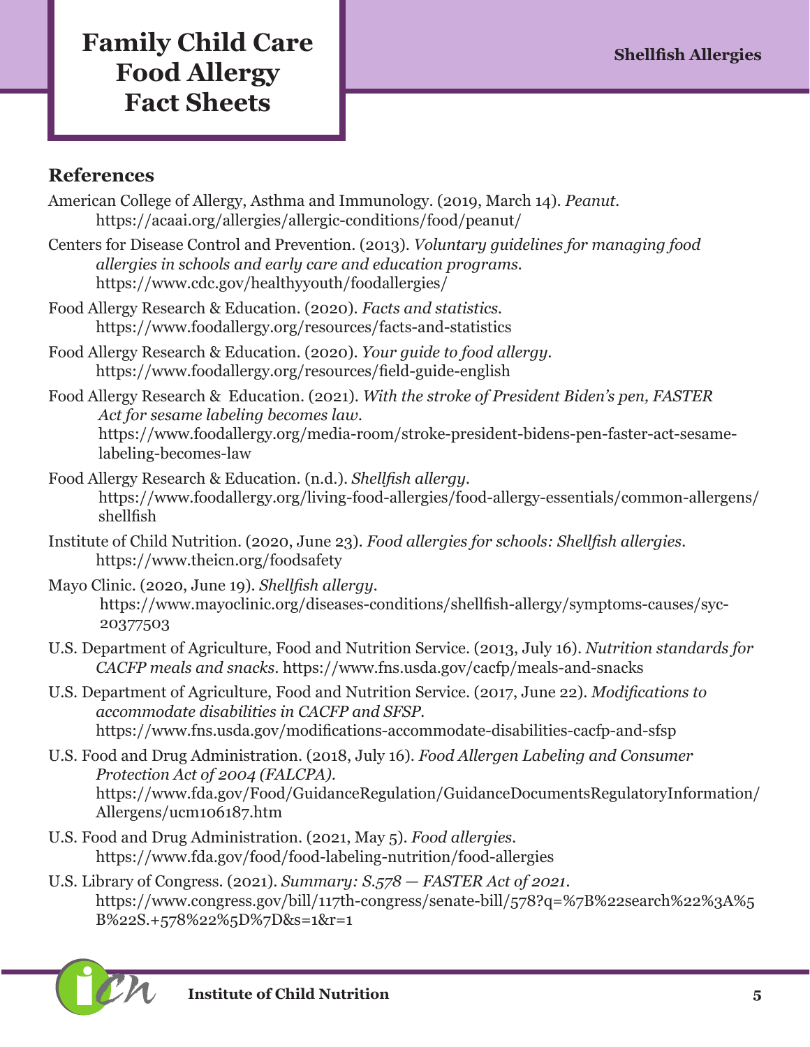## References

American College of Allergy, Asthma and Immunology. (2019, March 14). *Peanut*. https://acaai.org/allergies/allergic-conditions/food/peanut/

Centers for Disease Control and Prevention. (2013). *Voluntary guidelines for managing food allergies in schools and early care and education programs*. https://www.cdc.gov/healthyyouth/foodallergies/

Food Allergy Research & Education. (2020). *Facts and statistics*. https://www.foodallergy.org/resources/facts-and-statistics

Food Allergy Research & Education. (2020). *Your guide to food allergy*. https://www.foodallergy.org/resources/field-guide-english

Food Allergy Research & Education. (2021). *With the stroke of President Biden's pen, FASTER Act for sesame labeling becomes law*. https://www.foodallergy.org/media-room/stroke-president-bidens-pen-faster-act-sesame-labeling-becomes-law

Food Allergy Research & Education. (n.d.). *Shellfish allergy*. https://www.foodallergy.org/living-food-allergies/food-allergy-essentials/common-allergens/shellfish

Institute of Child Nutrition. (2020, June 23). *Food allergies for schools: Shellfish allergies*. https://www.theicn.org/foodsafety

Mayo Clinic. (2020, June 19). *Shellfish allergy*. https://www.mayoclinic.org/diseases-conditions/shellfish-allergy/symptoms-causes/syc-20377503

U.S. Department of Agriculture, Food and Nutrition Service. (2013, July 16). *Nutrition standards for CACFP meals and snacks*. https://www.fns.usda.gov/cacfp/meals-and-snacks

U.S. Department of Agriculture, Food and Nutrition Service. (2017, June 22). *Modifications to accommodate disabilities in CACFP and SFSP*. https://www.fns.usda.gov/modifications-accommodate-disabilities-cacfp-and-sfsp

U.S. Food and Drug Administration. (2018, July 16). *Food Allergen Labeling and Consumer Protection Act of 2004 (FALCPA)*. https://www.fda.gov/Food/GuidanceRegulation/GuidanceDocumentsRegulatoryInformation/Allergens/ucm106187.htm

U.S. Food and Drug Administration. (2021, May 5). *Food allergies*. https://www.fda.gov/food/food-labeling-nutrition/food-allergies

U.S. Library of Congress. (2021). *Summary: S.578 — FASTER Act of 2021*. https://www.congress.gov/bill/117th-congress/senate-bill/578?q=%7B%22search%22%3A%5B%22S.+578%22%5D%7D&s=1&r=1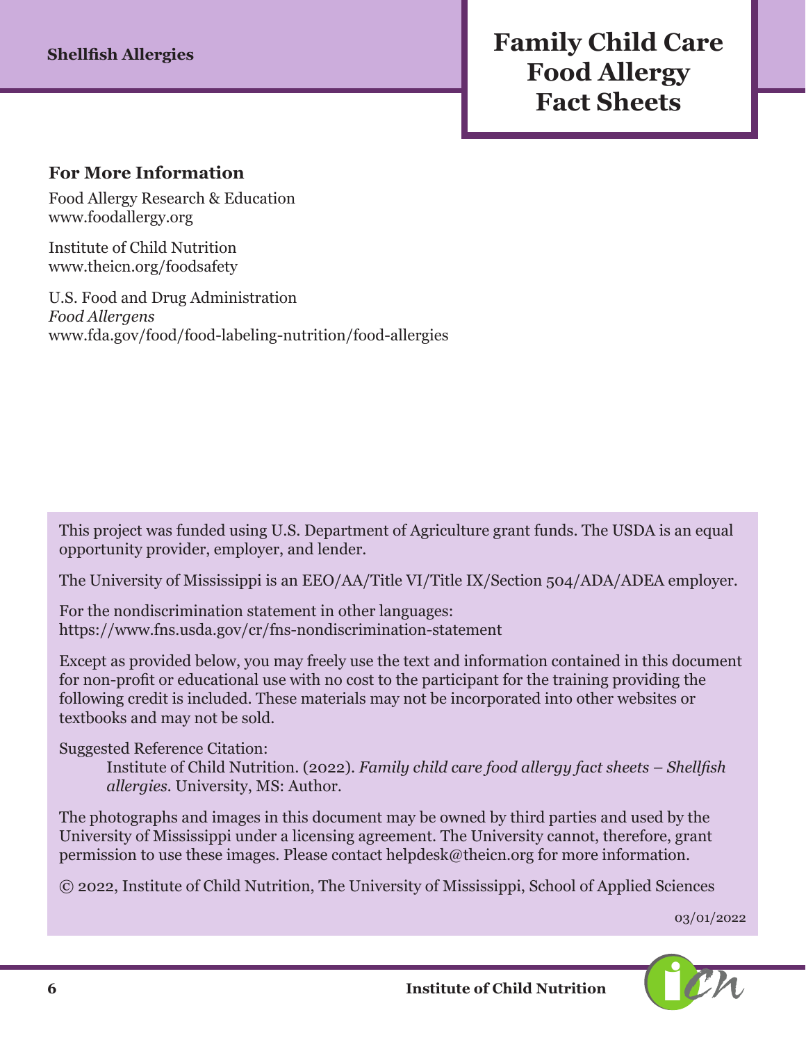## For More Information

Food Allergy Research & Education
www.foodallergy.org

Institute of Child Nutrition
www.theicn.org/foodsafety

U.S. Food and Drug Administration
*Food Allergens*
www.fda.gov/food/food-labeling-nutrition/food-allergies

This project was funded using U.S. Department of Agriculture grant funds. The USDA is an equal opportunity provider, employer, and lender.

The University of Mississippi is an EEO/AA/Title VI/Title IX/Section 504/ADA/ADEA employer.

For the nondiscrimination statement in other languages:
https://www.fns.usda.gov/cr/fns-nondiscrimination-statement

Except as provided below, you may freely use the text and information contained in this document for non-profit or educational use with no cost to the participant for the training providing the following credit is included. These materials may not be incorporated into other websites or textbooks and may not be sold.

Suggested Reference Citation:

> Institute of Child Nutrition. (2022). *Family child care food allergy fact sheets – Shellfish allergies.* University, MS: Author.

The photographs and images in this document may be owned by third parties and used by the University of Mississippi under a licensing agreement. The University cannot, therefore, grant permission to use these images. Please contact helpdesk@theicn.org for more information.

© 2022, Institute of Child Nutrition, The University of Mississippi, School of Applied Sciences

03/01/2022